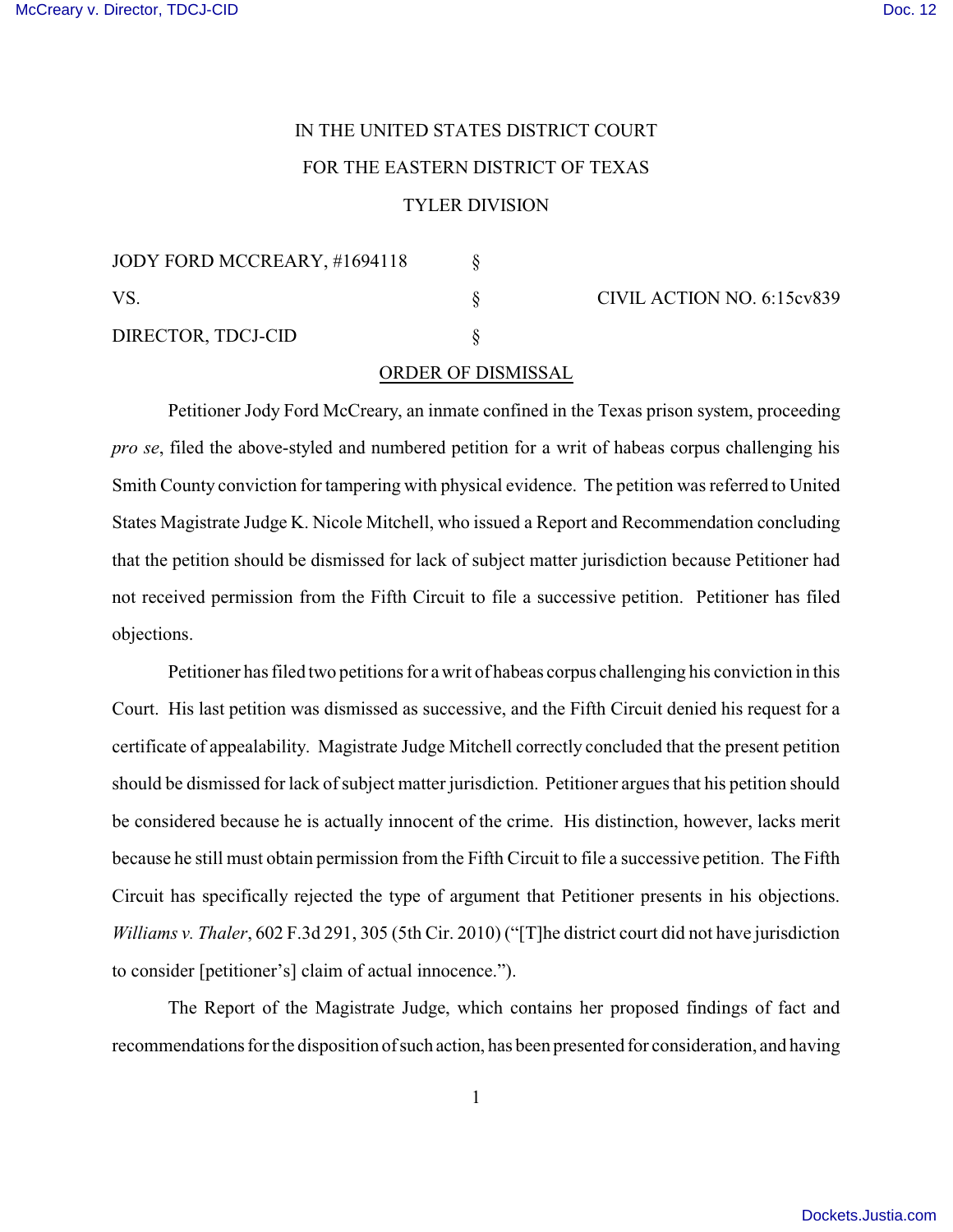IN THE UNITED STATES DISTRICT COURT

FOR THE EASTERN DISTRICT OF TEXAS

TYLER DIVISION

| | | |
|---|---|---|
| JODY FORD MCCREARY, #1694118 | § | |
| VS. | § | CIVIL ACTION NO. 6:15cv839 |
| DIRECTOR, TDCJ-CID | § | |

ORDER OF DISMISSAL

Petitioner Jody Ford McCreary, an inmate confined in the Texas prison system, proceeding *pro se*, filed the above-styled and numbered petition for a writ of habeas corpus challenging his Smith County conviction for tampering with physical evidence. The petition was referred to United States Magistrate Judge K. Nicole Mitchell, who issued a Report and Recommendation concluding that the petition should be dismissed for lack of subject matter jurisdiction because Petitioner had not received permission from the Fifth Circuit to file a successive petition. Petitioner has filed objections.

Petitioner has filed two petitions for a writ of habeas corpus challenging his conviction in this Court. His last petition was dismissed as successive, and the Fifth Circuit denied his request for a certificate of appealability. Magistrate Judge Mitchell correctly concluded that the present petition should be dismissed for lack of subject matter jurisdiction. Petitioner argues that his petition should be considered because he is actually innocent of the crime. His distinction, however, lacks merit because he still must obtain permission from the Fifth Circuit to file a successive petition. The Fifth Circuit has specifically rejected the type of argument that Petitioner presents in his objections. *Williams v. Thaler*, 602 F.3d 291, 305 (5th Cir. 2010) ("[T]he district court did not have jurisdiction to consider [petitioner's] claim of actual innocence.").

The Report of the Magistrate Judge, which contains her proposed findings of fact and recommendations for the disposition of such action, has been presented for consideration, and having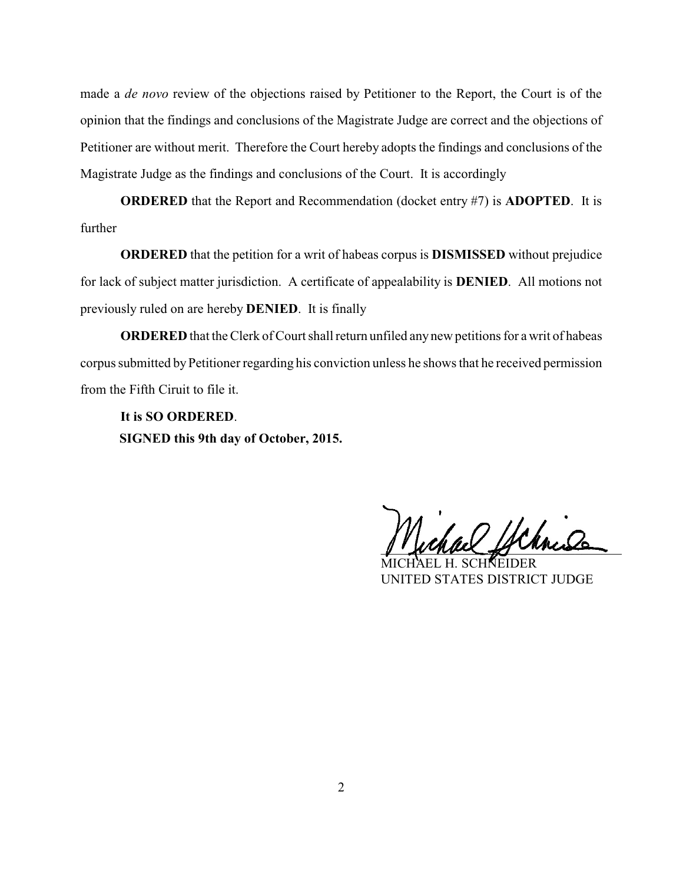made a *de novo* review of the objections raised by Petitioner to the Report, the Court is of the opinion that the findings and conclusions of the Magistrate Judge are correct and the objections of Petitioner are without merit. Therefore the Court hereby adopts the findings and conclusions of the Magistrate Judge as the findings and conclusions of the Court. It is accordingly

**ORDERED** that the Report and Recommendation (docket entry #7) is **ADOPTED**. It is further

**ORDERED** that the petition for a writ of habeas corpus is **DISMISSED** without prejudice for lack of subject matter jurisdiction. A certificate of appealability is **DENIED**. All motions not previously ruled on are hereby **DENIED**. It is finally

**ORDERED** that the Clerk of Court shall return unfiled any new petitions for a writ of habeas corpus submitted by Petitioner regarding his conviction unless he shows that he received permission from the Fifth Ciruit to file it.

**It is SO ORDERED**.

**SIGNED this 9th day of October, 2015.**

MICHAEL H. SCHNEIDER
UNITED STATES DISTRICT JUDGE